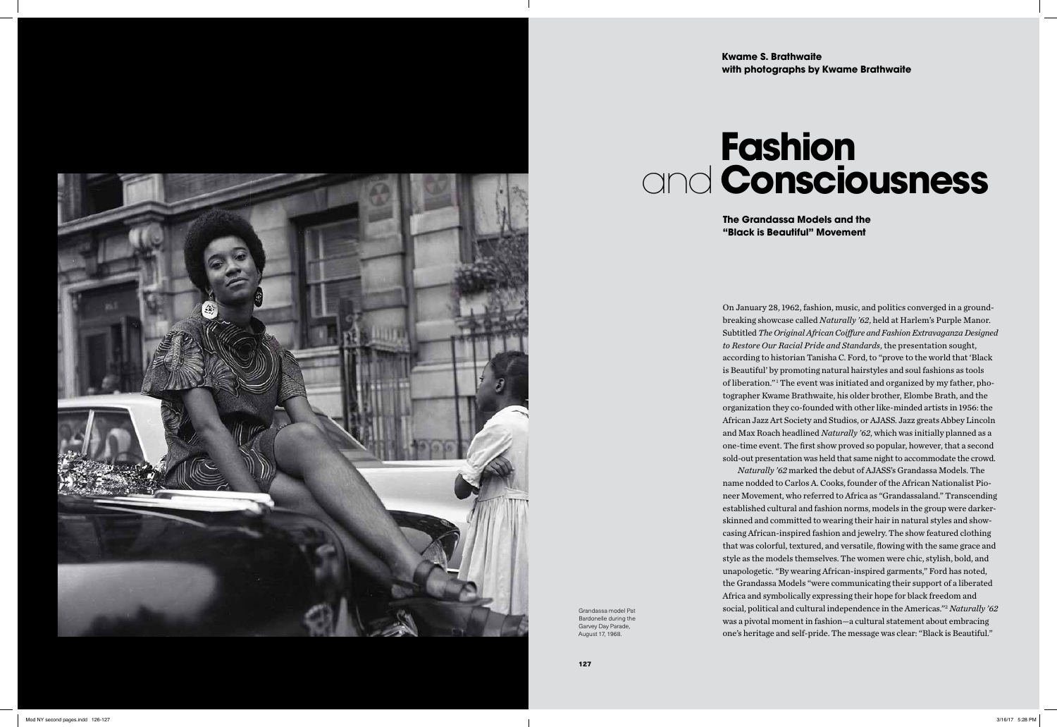**Kwame S. Brathwaite**
**with photographs by Kwame Brathwaite**

# Fashion and Consciousness

### The Grandassa Models and the "Black is Beautiful" Movement

Grandassa model Pat Bardonelle during the Garvey Day Parade, August 17, 1968.

On January 28, 1962, fashion, music, and politics converged in a groundbreaking showcase called *Naturally '62*, held at Harlem's Purple Manor. Subtitled *The Original African Coiffure and Fashion Extravaganza Designed to Restore Our Racial Pride and Standards*, the presentation sought, according to historian Tanisha C. Ford, to "prove to the world that 'Black is Beautiful' by promoting natural hairstyles and soul fashions as tools of liberation."[1] The event was initiated and organized by my father, photographer Kwame Brathwaite, his older brother, Elombe Brath, and the organization they co-founded with other like-minded artists in 1956: the African Jazz Art Society and Studios, or AJASS. Jazz greats Abbey Lincoln and Max Roach headlined *Naturally '62*, which was initially planned as a one-time event. The first show proved so popular, however, that a second sold-out presentation was held that same night to accommodate the crowd.

*Naturally '62* marked the debut of AJASS's Grandassa Models. The name nodded to Carlos A. Cooks, founder of the African Nationalist Pioneer Movement, who referred to Africa as "Grandassaland." Transcending established cultural and fashion norms, models in the group were darker-skinned and committed to wearing their hair in natural styles and showcasing African-inspired fashion and jewelry. The show featured clothing that was colorful, textured, and versatile, flowing with the same grace and style as the models themselves. The women were chic, stylish, bold, and unapologetic. "By wearing African-inspired garments," Ford has noted, the Grandassa Models "were communicating their support of a liberated Africa and symbolically expressing their hope for black freedom and social, political and cultural independence in the Americas."[2] *Naturally '62* was a pivotal moment in fashion—a cultural statement about embracing one's heritage and self-pride. The message was clear: "Black is Beautiful."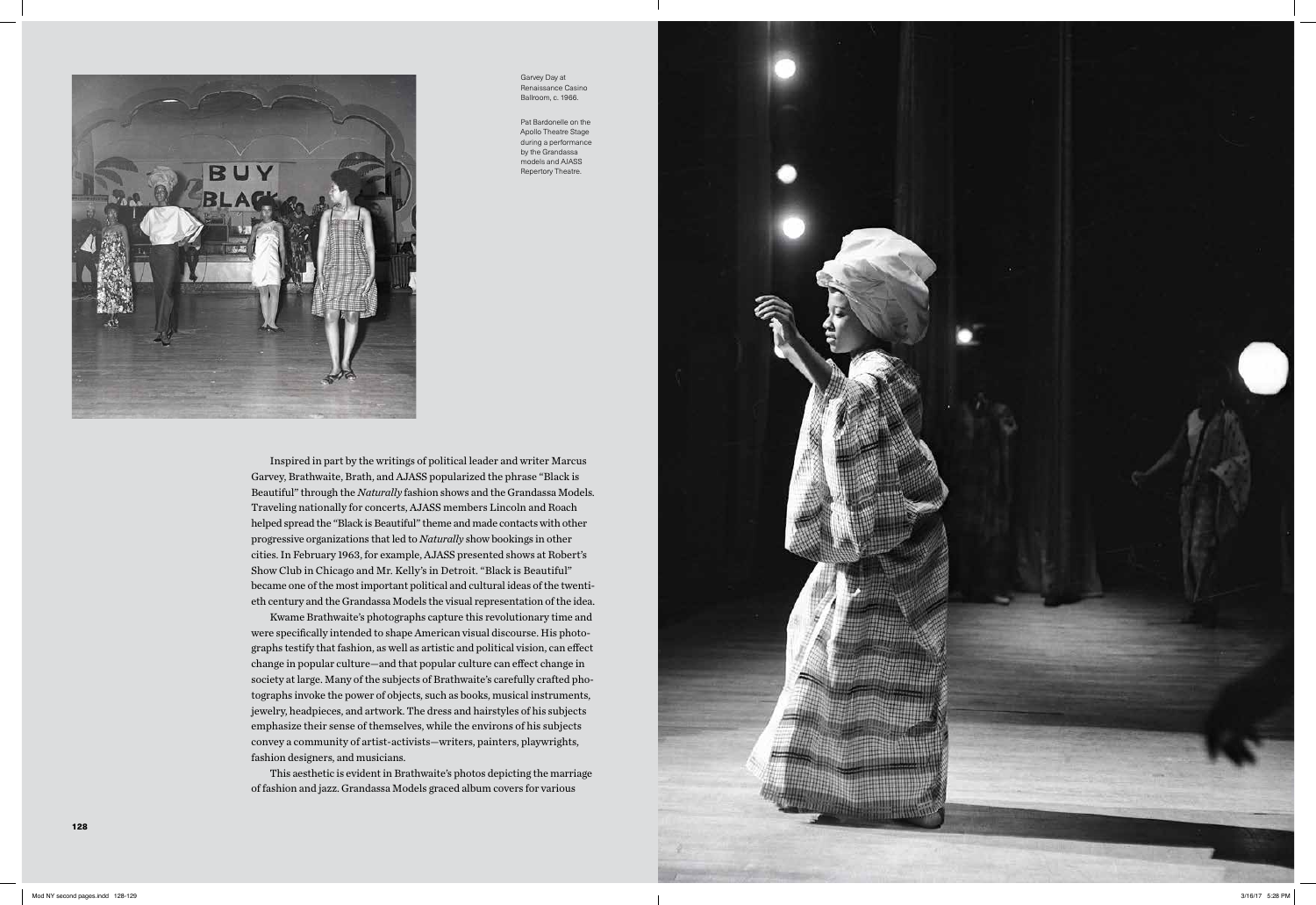Garvey Day at Renaissance Casino Ballroom, c. 1966.

Pat Bardonelle on the Apollo Theatre Stage during a performance by the Grandassa models and AJASS Repertory Theatre.

Inspired in part by the writings of political leader and writer Marcus Garvey, Brathwaite, Brath, and AJASS popularized the phrase "Black is Beautiful" through the *Naturally* fashion shows and the Grandassa Models. Traveling nationally for concerts, AJASS members Lincoln and Roach helped spread the "Black is Beautiful" theme and made contacts with other progressive organizations that led to *Naturally* show bookings in other cities. In February 1963, for example, AJASS presented shows at Robert's Show Club in Chicago and Mr. Kelly's in Detroit. "Black is Beautiful" became one of the most important political and cultural ideas of the twentieth century and the Grandassa Models the visual representation of the idea.

Kwame Brathwaite's photographs capture this revolutionary time and were specifically intended to shape American visual discourse. His photographs testify that fashion, as well as artistic and political vision, can effect change in popular culture—and that popular culture can effect change in society at large. Many of the subjects of Brathwaite's carefully crafted photographs invoke the power of objects, such as books, musical instruments, jewelry, headpieces, and artwork. The dress and hairstyles of his subjects emphasize their sense of themselves, while the environs of his subjects convey a community of artist-activists—writers, painters, playwrights, fashion designers, and musicians.

This aesthetic is evident in Brathwaite's photos depicting the marriage of fashion and jazz. Grandassa Models graced album covers for various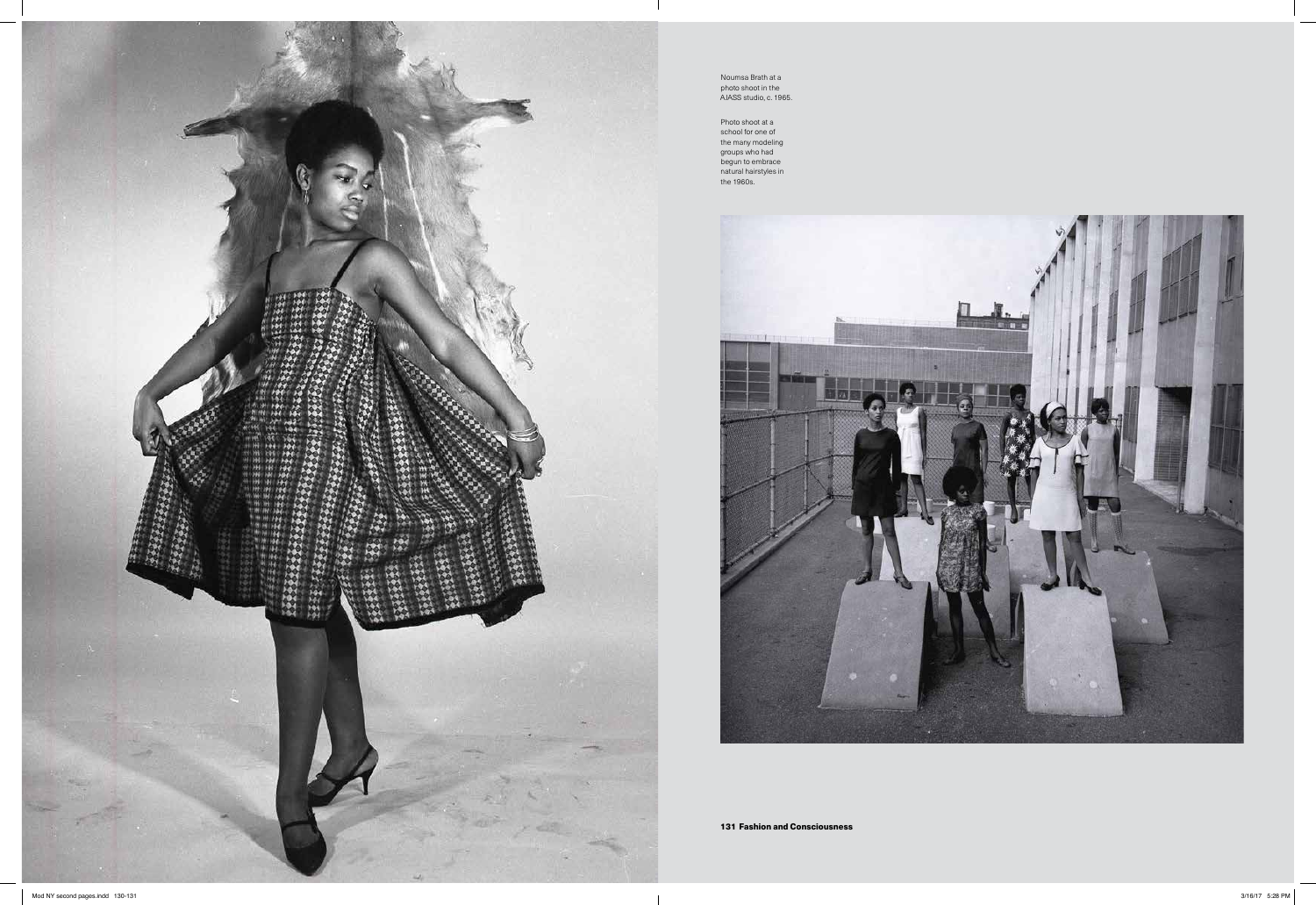Noumsa Brath at a photo shoot in the AJASS studio, c. 1965.

Photo shoot at a school for one of the many modeling groups who had begun to embrace natural hairstyles in the 1960s.

**Fashion and Consciousness**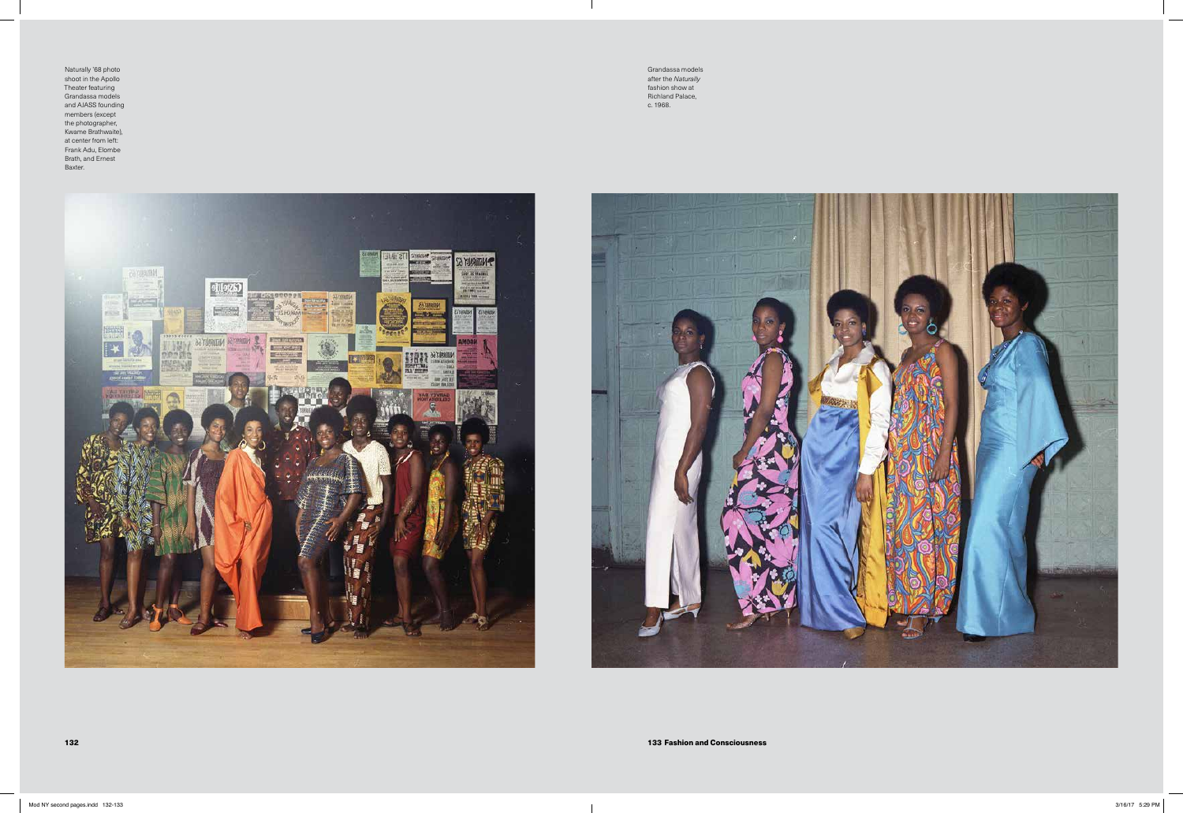Naturally '68 photo shoot in the Apollo Theater featuring Grandassa models and AJASS founding members (except the photographer, Kwame Brathwaite), at center from left: Frank Adu, Elombe Brath, and Ernest Baxter.

Grandassa models after the *Naturally* fashion show at Richland Palace, c. 1968.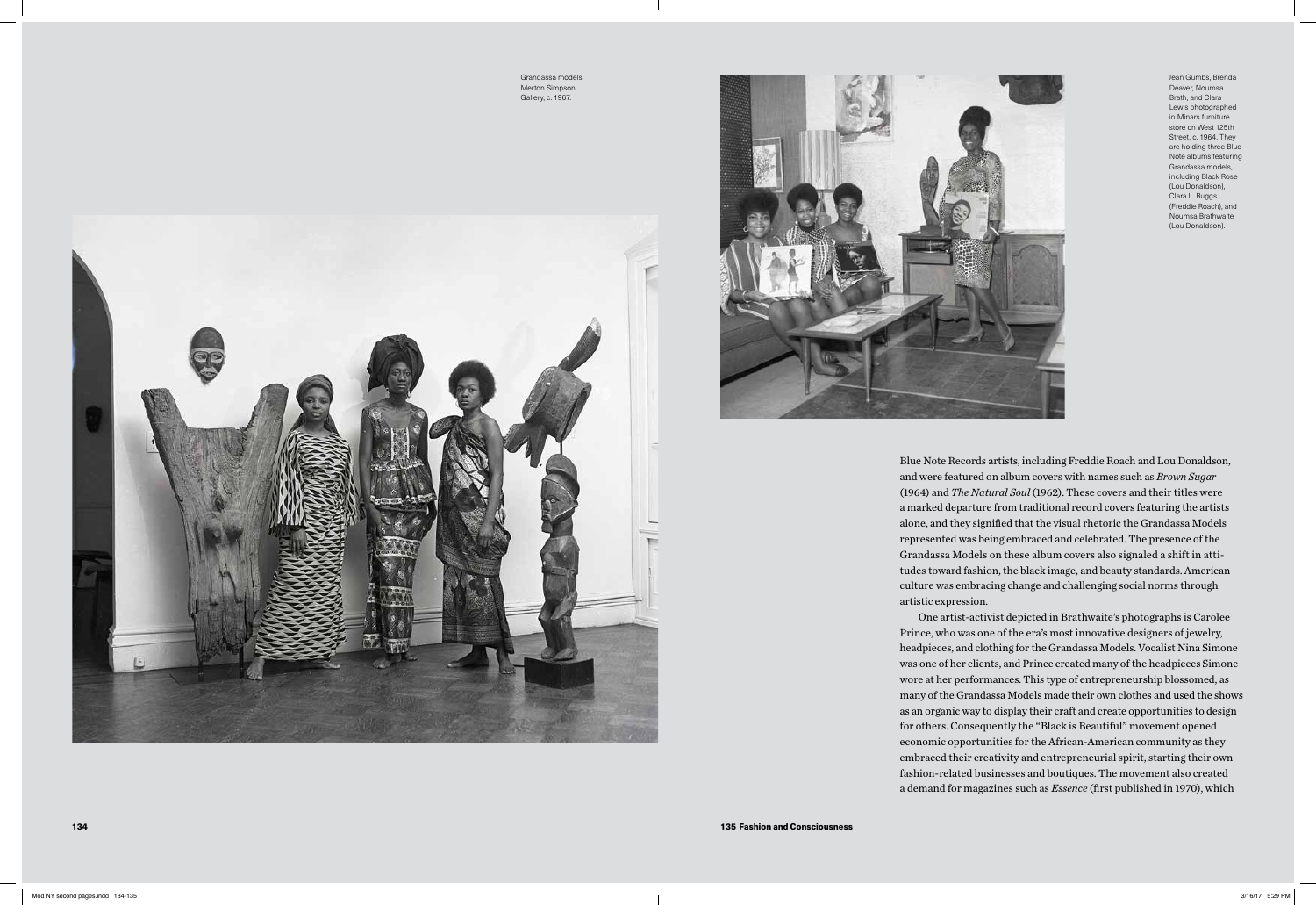Grandassa models, Merton Simpson Gallery, c. 1967.

Jean Gumbs, Brenda Deaver, Noumsa Brath, and Clara Lewis photographed in Minars furniture store on West 125th Street, c. 1964. They are holding three Blue Note albums featuring Grandassa models, including Black Rose (Lou Donaldson), Clara L. Buggs (Freddie Roach), and Noumsa Brathwaite (Lou Donaldson).

Blue Note Records artists, including Freddie Roach and Lou Donaldson, and were featured on album covers with names such as *Brown Sugar* (1964) and *The Natural Soul* (1962). These covers and their titles were a marked departure from traditional record covers featuring the artists alone, and they signified that the visual rhetoric the Grandassa Models represented was being embraced and celebrated. The presence of the Grandassa Models on these album covers also signaled a shift in attitudes toward fashion, the black image, and beauty standards. American culture was embracing change and challenging social norms through artistic expression.

One artist-activist depicted in Brathwaite's photographs is Carolee Prince, who was one of the era's most innovative designers of jewelry, headpieces, and clothing for the Grandassa Models. Vocalist Nina Simone was one of her clients, and Prince created many of the headpieces Simone wore at her performances. This type of entrepreneurship blossomed, as many of the Grandassa Models made their own clothes and used the shows as an organic way to display their craft and create opportunities to design for others. Consequently the "Black is Beautiful" movement opened economic opportunities for the African-American community as they embraced their creativity and entrepreneurial spirit, starting their own fashion-related businesses and boutiques. The movement also created a demand for magazines such as *Essence* (first published in 1970), which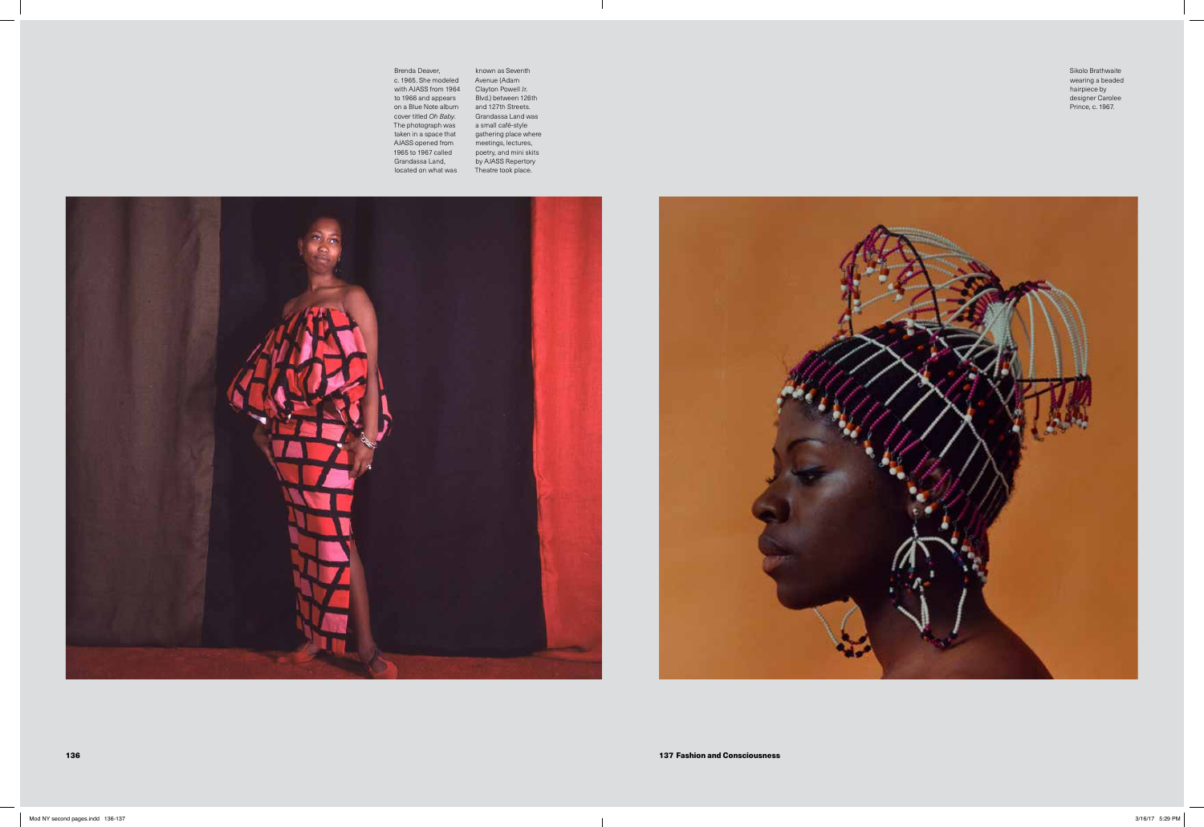Brenda Deaver, c. 1965. She modeled with AJASS from 1964 to 1966 and appears on a Blue Note album cover titled *Oh Baby*. The photograph was taken in a space that AJASS opened from 1965 to 1967 called Grandassa Land, located on what was known as Seventh Avenue (Adam Clayton Powell Jr. Blvd.) between 126th and 127th Streets. Grandassa Land was a small café-style gathering place where meetings, lectures, poetry, and mini skits by AJASS Repertory Theatre took place.

Sikolo Brathwaite wearing a beaded hairpiece by designer Carolee Prince, c. 1967.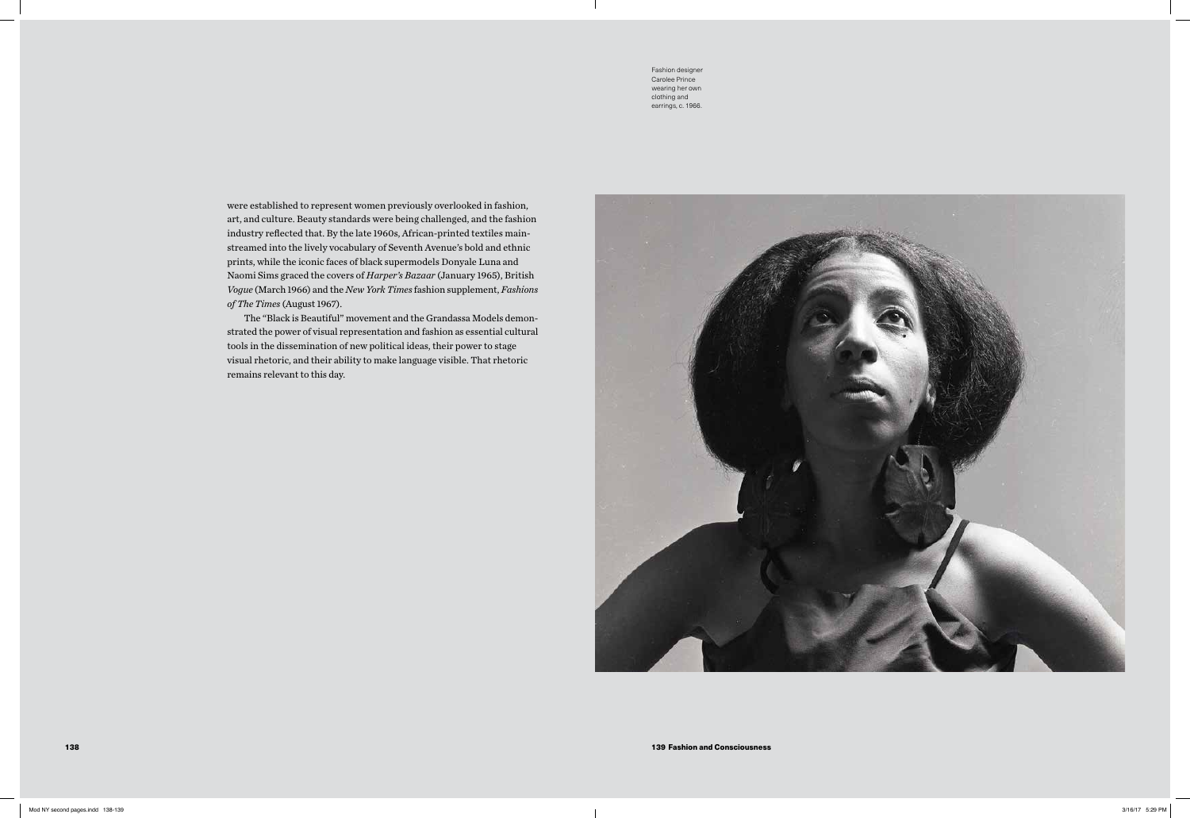Fashion designer Carolee Prince wearing her own clothing and earrings, c. 1966.

were established to represent women previously overlooked in fashion, art, and culture. Beauty standards were being challenged, and the fashion industry reflected that. By the late 1960s, African-printed textiles mainstreamed into the lively vocabulary of Seventh Avenue's bold and ethnic prints, while the iconic faces of black supermodels Donyale Luna and Naomi Sims graced the covers of *Harper's Bazaar* (January 1965), British *Vogue* (March 1966) and the *New York Times* fashion supplement, *Fashions of The Times* (August 1967).

The "Black is Beautiful" movement and the Grandassa Models demonstrated the power of visual representation and fashion as essential cultural tools in the dissemination of new political ideas, their power to stage visual rhetoric, and their ability to make language visible. That rhetoric remains relevant to this day.